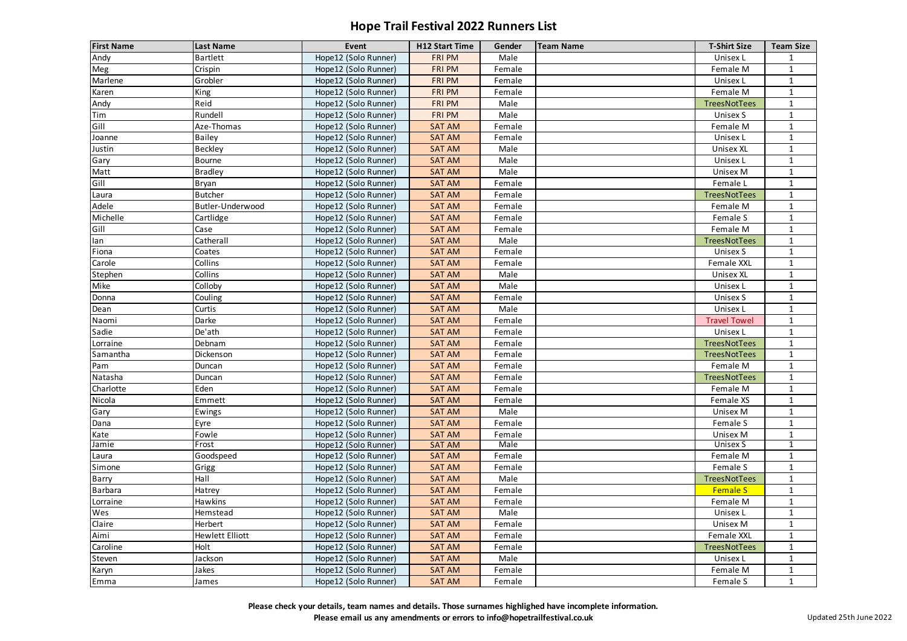# Hope Trail Festival 2022 Runners List

| First Name | Last Name | Event | H12 Start Time | Gender | Team Name | T-Shirt Size | Team Size |
|---|---|---|---|---|---|---|---|
| Andy | Bartlett | Hope12 (Solo Runner) | FRI PM | Male | | Unisex L | 1 |
| Meg | Crispin | Hope12 (Solo Runner) | FRI PM | Female | | Female M | 1 |
| Marlene | Grobler | Hope12 (Solo Runner) | FRI PM | Female | | Unisex L | 1 |
| Karen | King | Hope12 (Solo Runner) | FRI PM | Female | | Female M | 1 |
| Andy | Reid | Hope12 (Solo Runner) | FRI PM | Male | | TreesNotTees | 1 |
| Tim | Rundell | Hope12 (Solo Runner) | FRI PM | Male | | Unisex S | 1 |
| Gill | Aze-Thomas | Hope12 (Solo Runner) | SAT AM | Female | | Female M | 1 |
| Joanne | Bailey | Hope12 (Solo Runner) | SAT AM | Female | | Unisex L | 1 |
| Justin | Beckley | Hope12 (Solo Runner) | SAT AM | Male | | Unisex XL | 1 |
| Gary | Bourne | Hope12 (Solo Runner) | SAT AM | Male | | Unisex L | 1 |
| Matt | Bradley | Hope12 (Solo Runner) | SAT AM | Male | | Unisex M | 1 |
| Gill | Bryan | Hope12 (Solo Runner) | SAT AM | Female | | Female L | 1 |
| Laura | Butcher | Hope12 (Solo Runner) | SAT AM | Female | | TreesNotTees | 1 |
| Adele | Butler-Underwood | Hope12 (Solo Runner) | SAT AM | Female | | Female M | 1 |
| Michelle | Cartlidge | Hope12 (Solo Runner) | SAT AM | Female | | Female S | 1 |
| Gill | Case | Hope12 (Solo Runner) | SAT AM | Female | | Female M | 1 |
| Ian | Catherall | Hope12 (Solo Runner) | SAT AM | Male | | TreesNotTees | 1 |
| Fiona | Coates | Hope12 (Solo Runner) | SAT AM | Female | | Unisex S | 1 |
| Carole | Collins | Hope12 (Solo Runner) | SAT AM | Female | | Female XXL | 1 |
| Stephen | Collins | Hope12 (Solo Runner) | SAT AM | Male | | Unisex XL | 1 |
| Mike | Colloby | Hope12 (Solo Runner) | SAT AM | Male | | Unisex L | 1 |
| Donna | Couling | Hope12 (Solo Runner) | SAT AM | Female | | Unisex S | 1 |
| Dean | Curtis | Hope12 (Solo Runner) | SAT AM | Male | | Unisex L | 1 |
| Naomi | Darke | Hope12 (Solo Runner) | SAT AM | Female | | Travel Towel | 1 |
| Sadie | De'ath | Hope12 (Solo Runner) | SAT AM | Female | | Unisex L | 1 |
| Lorraine | Debnam | Hope12 (Solo Runner) | SAT AM | Female | | TreesNotTees | 1 |
| Samantha | Dickenson | Hope12 (Solo Runner) | SAT AM | Female | | TreesNotTees | 1 |
| Pam | Duncan | Hope12 (Solo Runner) | SAT AM | Female | | Female M | 1 |
| Natasha | Duncan | Hope12 (Solo Runner) | SAT AM | Female | | TreesNotTees | 1 |
| Charlotte | Eden | Hope12 (Solo Runner) | SAT AM | Female | | Female M | 1 |
| Nicola | Emmett | Hope12 (Solo Runner) | SAT AM | Female | | Female XS | 1 |
| Gary | Ewings | Hope12 (Solo Runner) | SAT AM | Male | | Unisex M | 1 |
| Dana | Eyre | Hope12 (Solo Runner) | SAT AM | Female | | Female S | 1 |
| Kate | Fowle | Hope12 (Solo Runner) | SAT AM | Female | | Unisex M | 1 |
| Jamie | Frost | Hope12 (Solo Runner) | SAT AM | Male | | Unisex S | 1 |
| Laura | Goodspeed | Hope12 (Solo Runner) | SAT AM | Female | | Female M | 1 |
| Simone | Grigg | Hope12 (Solo Runner) | SAT AM | Female | | Female S | 1 |
| Barry | Hall | Hope12 (Solo Runner) | SAT AM | Male | | TreesNotTees | 1 |
| Barbara | Hatrey | Hope12 (Solo Runner) | SAT AM | Female | | Female S | 1 |
| Lorraine | Hawkins | Hope12 (Solo Runner) | SAT AM | Female | | Female M | 1 |
| Wes | Hemstead | Hope12 (Solo Runner) | SAT AM | Male | | Unisex L | 1 |
| Claire | Herbert | Hope12 (Solo Runner) | SAT AM | Female | | Unisex M | 1 |
| Aimi | Hewlett Elliott | Hope12 (Solo Runner) | SAT AM | Female | | Female XXL | 1 |
| Caroline | Holt | Hope12 (Solo Runner) | SAT AM | Female | | TreesNotTees | 1 |
| Steven | Jackson | Hope12 (Solo Runner) | SAT AM | Male | | Unisex L | 1 |
| Karyn | Jakes | Hope12 (Solo Runner) | SAT AM | Female | | Female M | 1 |
| Emma | James | Hope12 (Solo Runner) | SAT AM | Female | | Female S | 1 |

**Please check your details, team names and details. Those surnames highlighed have incomplete information.**
**Please email us any amendments or errors to info@hopetrailfestival.co.uk**

Updated 25th June 2022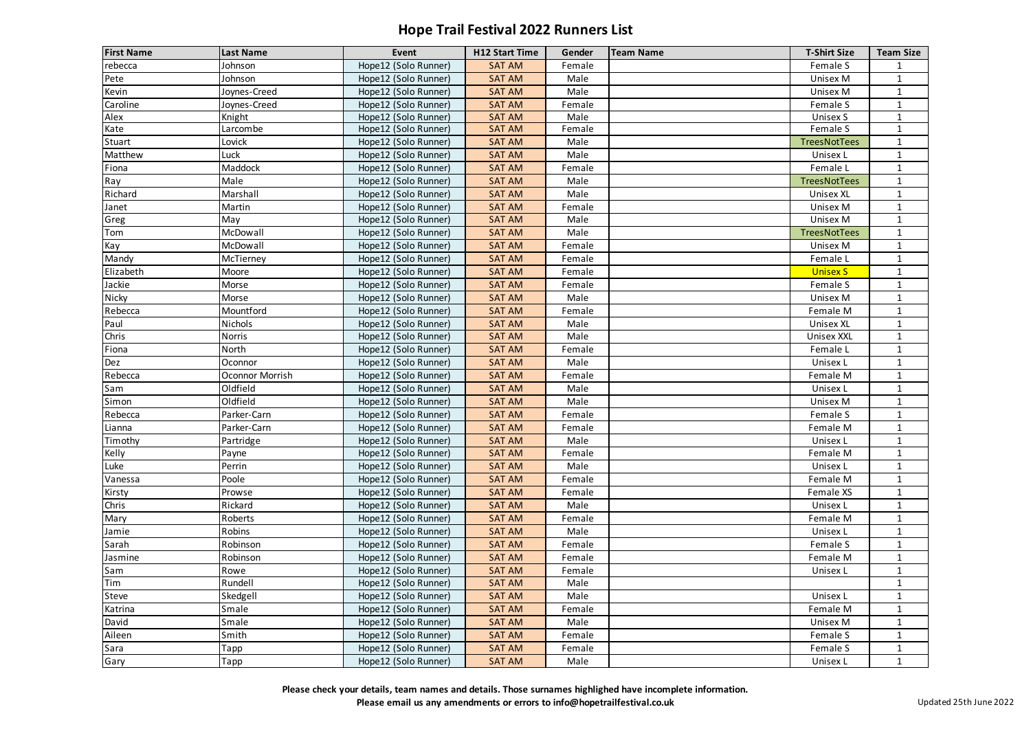# Hope Trail Festival 2022 Runners List

| First Name | Last Name | Event | H12 Start Time | Gender | Team Name | T-Shirt Size | Team Size |
|---|---|---|---|---|---|---|---|
| rebecca | Johnson | Hope12 (Solo Runner) | SAT AM | Female | | Female S | 1 |
| Pete | Johnson | Hope12 (Solo Runner) | SAT AM | Male | | Unisex M | 1 |
| Kevin | Joynes-Creed | Hope12 (Solo Runner) | SAT AM | Male | | Unisex M | 1 |
| Caroline | Joynes-Creed | Hope12 (Solo Runner) | SAT AM | Female | | Female S | 1 |
| Alex | Knight | Hope12 (Solo Runner) | SAT AM | Male | | Unisex S | 1 |
| Kate | Larcombe | Hope12 (Solo Runner) | SAT AM | Female | | Female S | 1 |
| Stuart | Lovick | Hope12 (Solo Runner) | SAT AM | Male | | TreesNotTees | 1 |
| Matthew | Luck | Hope12 (Solo Runner) | SAT AM | Male | | Unisex L | 1 |
| Fiona | Maddock | Hope12 (Solo Runner) | SAT AM | Female | | Female L | 1 |
| Ray | Male | Hope12 (Solo Runner) | SAT AM | Male | | TreesNotTees | 1 |
| Richard | Marshall | Hope12 (Solo Runner) | SAT AM | Male | | Unisex XL | 1 |
| Janet | Martin | Hope12 (Solo Runner) | SAT AM | Female | | Unisex M | 1 |
| Greg | May | Hope12 (Solo Runner) | SAT AM | Male | | Unisex M | 1 |
| Tom | McDowall | Hope12 (Solo Runner) | SAT AM | Male | | TreesNotTees | 1 |
| Kay | McDowall | Hope12 (Solo Runner) | SAT AM | Female | | Unisex M | 1 |
| Mandy | McTierney | Hope12 (Solo Runner) | SAT AM | Female | | Female L | 1 |
| Elizabeth | Moore | Hope12 (Solo Runner) | SAT AM | Female | | Unisex S | 1 |
| Jackie | Morse | Hope12 (Solo Runner) | SAT AM | Female | | Female S | 1 |
| Nicky | Morse | Hope12 (Solo Runner) | SAT AM | Male | | Unisex M | 1 |
| Rebecca | Mountford | Hope12 (Solo Runner) | SAT AM | Female | | Female M | 1 |
| Paul | Nichols | Hope12 (Solo Runner) | SAT AM | Male | | Unisex XL | 1 |
| Chris | Norris | Hope12 (Solo Runner) | SAT AM | Male | | Unisex XXL | 1 |
| Fiona | North | Hope12 (Solo Runner) | SAT AM | Female | | Female L | 1 |
| Dez | Oconnor | Hope12 (Solo Runner) | SAT AM | Male | | Unisex L | 1 |
| Rebecca | Oconnor Morrish | Hope12 (Solo Runner) | SAT AM | Female | | Female M | 1 |
| Sam | Oldfield | Hope12 (Solo Runner) | SAT AM | Male | | Unisex L | 1 |
| Simon | Oldfield | Hope12 (Solo Runner) | SAT AM | Male | | Unisex M | 1 |
| Rebecca | Parker-Carn | Hope12 (Solo Runner) | SAT AM | Female | | Female S | 1 |
| Lianna | Parker-Carn | Hope12 (Solo Runner) | SAT AM | Female | | Female M | 1 |
| Timothy | Partridge | Hope12 (Solo Runner) | SAT AM | Male | | Unisex L | 1 |
| Kelly | Payne | Hope12 (Solo Runner) | SAT AM | Female | | Female M | 1 |
| Luke | Perrin | Hope12 (Solo Runner) | SAT AM | Male | | Unisex L | 1 |
| Vanessa | Poole | Hope12 (Solo Runner) | SAT AM | Female | | Female M | 1 |
| Kirsty | Prowse | Hope12 (Solo Runner) | SAT AM | Female | | Female XS | 1 |
| Chris | Rickard | Hope12 (Solo Runner) | SAT AM | Male | | Unisex L | 1 |
| Mary | Roberts | Hope12 (Solo Runner) | SAT AM | Female | | Female M | 1 |
| Jamie | Robins | Hope12 (Solo Runner) | SAT AM | Male | | Unisex L | 1 |
| Sarah | Robinson | Hope12 (Solo Runner) | SAT AM | Female | | Female S | 1 |
| Jasmine | Robinson | Hope12 (Solo Runner) | SAT AM | Female | | Female M | 1 |
| Sam | Rowe | Hope12 (Solo Runner) | SAT AM | Female | | Unisex L | 1 |
| Tim | Rundell | Hope12 (Solo Runner) | SAT AM | Male | | | 1 |
| Steve | Skedgell | Hope12 (Solo Runner) | SAT AM | Male | | Unisex L | 1 |
| Katrina | Smale | Hope12 (Solo Runner) | SAT AM | Female | | Female M | 1 |
| David | Smale | Hope12 (Solo Runner) | SAT AM | Male | | Unisex M | 1 |
| Aileen | Smith | Hope12 (Solo Runner) | SAT AM | Female | | Female S | 1 |
| Sara | Tapp | Hope12 (Solo Runner) | SAT AM | Female | | Female S | 1 |
| Gary | Tapp | Hope12 (Solo Runner) | SAT AM | Male | | Unisex L | 1 |

**Please check your details, team names and details. Those surnames highlighed have incomplete information.**
**Please email us any amendments or errors to info@hopetrailfestival.co.uk**

Updated 25th June 2022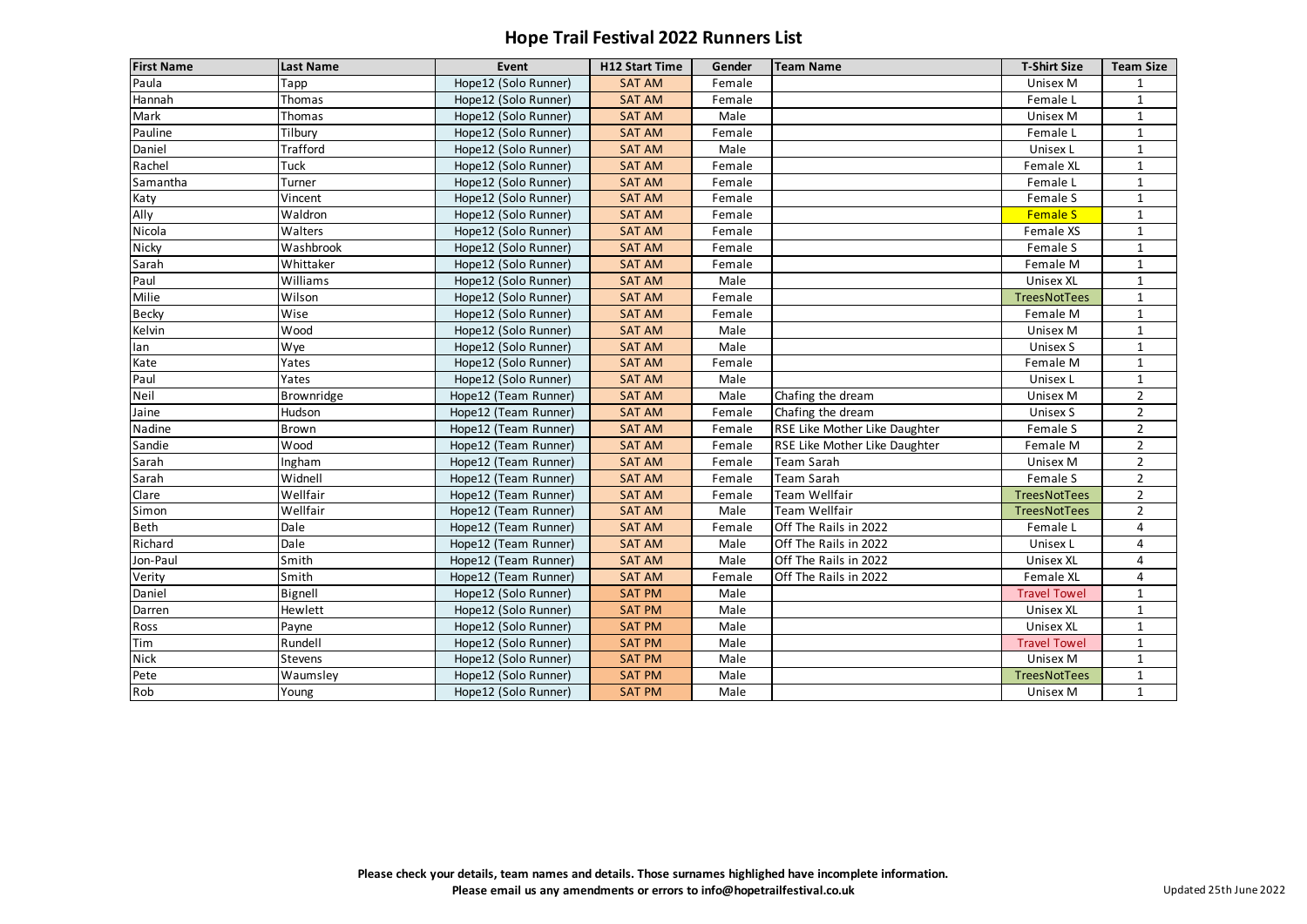# Hope Trail Festival 2022 Runners List

| First Name | Last Name | Event | H12 Start Time | Gender | Team Name | T-Shirt Size | Team Size |
|---|---|---|---|---|---|---|---|
| Paula | Tapp | Hope12 (Solo Runner) | SAT AM | Female | | Unisex M | 1 |
| Hannah | Thomas | Hope12 (Solo Runner) | SAT AM | Female | | Female L | 1 |
| Mark | Thomas | Hope12 (Solo Runner) | SAT AM | Male | | Unisex M | 1 |
| Pauline | Tilbury | Hope12 (Solo Runner) | SAT AM | Female | | Female L | 1 |
| Daniel | Trafford | Hope12 (Solo Runner) | SAT AM | Male | | Unisex L | 1 |
| Rachel | Tuck | Hope12 (Solo Runner) | SAT AM | Female | | Female XL | 1 |
| Samantha | Turner | Hope12 (Solo Runner) | SAT AM | Female | | Female L | 1 |
| Katy | Vincent | Hope12 (Solo Runner) | SAT AM | Female | | Female S | 1 |
| Ally | Waldron | Hope12 (Solo Runner) | SAT AM | Female | | Female S | 1 |
| Nicola | Walters | Hope12 (Solo Runner) | SAT AM | Female | | Female XS | 1 |
| Nicky | Washbrook | Hope12 (Solo Runner) | SAT AM | Female | | Female S | 1 |
| Sarah | Whittaker | Hope12 (Solo Runner) | SAT AM | Female | | Female M | 1 |
| Paul | Williams | Hope12 (Solo Runner) | SAT AM | Male | | Unisex XL | 1 |
| Milie | Wilson | Hope12 (Solo Runner) | SAT AM | Female | | TreesNotTees | 1 |
| Becky | Wise | Hope12 (Solo Runner) | SAT AM | Female | | Female M | 1 |
| Kelvin | Wood | Hope12 (Solo Runner) | SAT AM | Male | | Unisex M | 1 |
| Ian | Wye | Hope12 (Solo Runner) | SAT AM | Male | | Unisex S | 1 |
| Kate | Yates | Hope12 (Solo Runner) | SAT AM | Female | | Female M | 1 |
| Paul | Yates | Hope12 (Solo Runner) | SAT AM | Male | | Unisex L | 1 |
| Neil | Brownridge | Hope12 (Team Runner) | SAT AM | Male | Chafing the dream | Unisex M | 2 |
| Jaine | Hudson | Hope12 (Team Runner) | SAT AM | Female | Chafing the dream | Unisex S | 2 |
| Nadine | Brown | Hope12 (Team Runner) | SAT AM | Female | RSE Like Mother Like Daughter | Female S | 2 |
| Sandie | Wood | Hope12 (Team Runner) | SAT AM | Female | RSE Like Mother Like Daughter | Female M | 2 |
| Sarah | Ingham | Hope12 (Team Runner) | SAT AM | Female | Team Sarah | Unisex M | 2 |
| Sarah | Widnell | Hope12 (Team Runner) | SAT AM | Female | Team Sarah | Female S | 2 |
| Clare | Wellfair | Hope12 (Team Runner) | SAT AM | Female | Team Wellfair | TreesNotTees | 2 |
| Simon | Wellfair | Hope12 (Team Runner) | SAT AM | Male | Team Wellfair | TreesNotTees | 2 |
| Beth | Dale | Hope12 (Team Runner) | SAT AM | Female | Off The Rails in 2022 | Female L | 4 |
| Richard | Dale | Hope12 (Team Runner) | SAT AM | Male | Off The Rails in 2022 | Unisex L | 4 |
| Jon-Paul | Smith | Hope12 (Team Runner) | SAT AM | Male | Off The Rails in 2022 | Unisex XL | 4 |
| Verity | Smith | Hope12 (Team Runner) | SAT AM | Female | Off The Rails in 2022 | Female XL | 4 |
| Daniel | Bignell | Hope12 (Solo Runner) | SAT PM | Male | | Travel Towel | 1 |
| Darren | Hewlett | Hope12 (Solo Runner) | SAT PM | Male | | Unisex XL | 1 |
| Ross | Payne | Hope12 (Solo Runner) | SAT PM | Male | | Unisex XL | 1 |
| Tim | Rundell | Hope12 (Solo Runner) | SAT PM | Male | | Travel Towel | 1 |
| Nick | Stevens | Hope12 (Solo Runner) | SAT PM | Male | | Unisex M | 1 |
| Pete | Waumsley | Hope12 (Solo Runner) | SAT PM | Male | | TreesNotTees | 1 |
| Rob | Young | Hope12 (Solo Runner) | SAT PM | Male | | Unisex M | 1 |

**Please check your details, team names and details. Those surnames highlighed have incomplete information.**
**Please email us any amendments or errors to info@hopetrailfestival.co.uk**

Updated 25th June 2022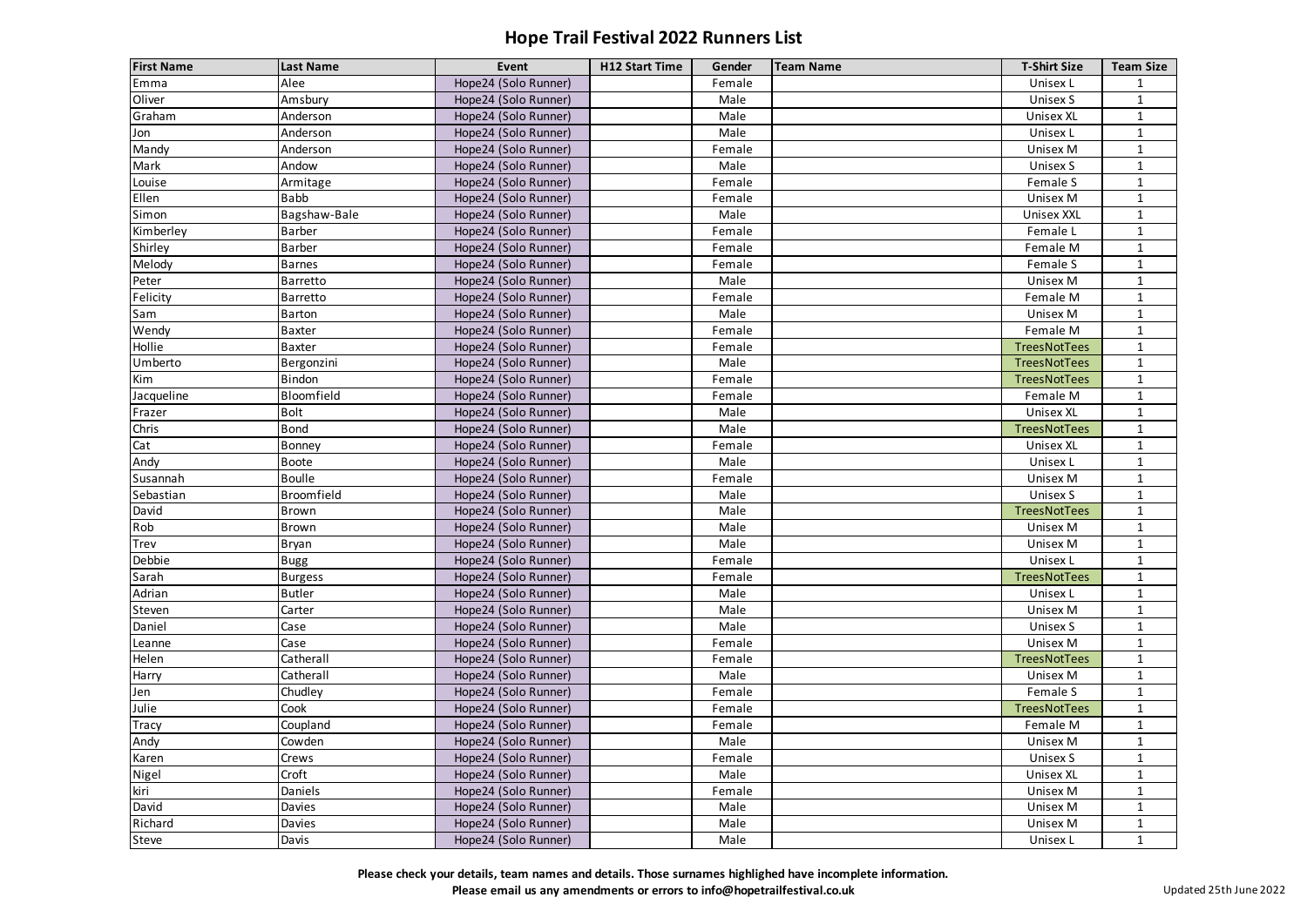# Hope Trail Festival 2022 Runners List

| First Name | Last Name | Event | H12 Start Time | Gender | Team Name | T-Shirt Size | Team Size |
|---|---|---|---|---|---|---|---|
| Emma | Alee | Hope24 (Solo Runner) | | Female | | Unisex L | 1 |
| Oliver | Amsbury | Hope24 (Solo Runner) | | Male | | Unisex S | 1 |
| Graham | Anderson | Hope24 (Solo Runner) | | Male | | Unisex XL | 1 |
| Jon | Anderson | Hope24 (Solo Runner) | | Male | | Unisex L | 1 |
| Mandy | Anderson | Hope24 (Solo Runner) | | Female | | Unisex M | 1 |
| Mark | Andow | Hope24 (Solo Runner) | | Male | | Unisex S | 1 |
| Louise | Armitage | Hope24 (Solo Runner) | | Female | | Female S | 1 |
| Ellen | Babb | Hope24 (Solo Runner) | | Female | | Unisex M | 1 |
| Simon | Bagshaw-Bale | Hope24 (Solo Runner) | | Male | | Unisex XXL | 1 |
| Kimberley | Barber | Hope24 (Solo Runner) | | Female | | Female L | 1 |
| Shirley | Barber | Hope24 (Solo Runner) | | Female | | Female M | 1 |
| Melody | Barnes | Hope24 (Solo Runner) | | Female | | Female S | 1 |
| Peter | Barretto | Hope24 (Solo Runner) | | Male | | Unisex M | 1 |
| Felicity | Barretto | Hope24 (Solo Runner) | | Female | | Female M | 1 |
| Sam | Barton | Hope24 (Solo Runner) | | Male | | Unisex M | 1 |
| Wendy | Baxter | Hope24 (Solo Runner) | | Female | | Female M | 1 |
| Hollie | Baxter | Hope24 (Solo Runner) | | Female | | TreesNotTees | 1 |
| Umberto | Bergonzini | Hope24 (Solo Runner) | | Male | | TreesNotTees | 1 |
| Kim | Bindon | Hope24 (Solo Runner) | | Female | | TreesNotTees | 1 |
| Jacqueline | Bloomfield | Hope24 (Solo Runner) | | Female | | Female M | 1 |
| Frazer | Bolt | Hope24 (Solo Runner) | | Male | | Unisex XL | 1 |
| Chris | Bond | Hope24 (Solo Runner) | | Male | | TreesNotTees | 1 |
| Cat | Bonney | Hope24 (Solo Runner) | | Female | | Unisex XL | 1 |
| Andy | Boote | Hope24 (Solo Runner) | | Male | | Unisex L | 1 |
| Susannah | Boulle | Hope24 (Solo Runner) | | Female | | Unisex M | 1 |
| Sebastian | Broomfield | Hope24 (Solo Runner) | | Male | | Unisex S | 1 |
| David | Brown | Hope24 (Solo Runner) | | Male | | TreesNotTees | 1 |
| Rob | Brown | Hope24 (Solo Runner) | | Male | | Unisex M | 1 |
| Trev | Bryan | Hope24 (Solo Runner) | | Male | | Unisex M | 1 |
| Debbie | Bugg | Hope24 (Solo Runner) | | Female | | Unisex L | 1 |
| Sarah | Burgess | Hope24 (Solo Runner) | | Female | | TreesNotTees | 1 |
| Adrian | Butler | Hope24 (Solo Runner) | | Male | | Unisex L | 1 |
| Steven | Carter | Hope24 (Solo Runner) | | Male | | Unisex M | 1 |
| Daniel | Case | Hope24 (Solo Runner) | | Male | | Unisex S | 1 |
| Leanne | Case | Hope24 (Solo Runner) | | Female | | Unisex M | 1 |
| Helen | Catherall | Hope24 (Solo Runner) | | Female | | TreesNotTees | 1 |
| Harry | Catherall | Hope24 (Solo Runner) | | Male | | Unisex M | 1 |
| Jen | Chudley | Hope24 (Solo Runner) | | Female | | Female S | 1 |
| Julie | Cook | Hope24 (Solo Runner) | | Female | | TreesNotTees | 1 |
| Tracy | Coupland | Hope24 (Solo Runner) | | Female | | Female M | 1 |
| Andy | Cowden | Hope24 (Solo Runner) | | Male | | Unisex M | 1 |
| Karen | Crews | Hope24 (Solo Runner) | | Female | | Unisex S | 1 |
| Nigel | Croft | Hope24 (Solo Runner) | | Male | | Unisex XL | 1 |
| kiri | Daniels | Hope24 (Solo Runner) | | Female | | Unisex M | 1 |
| David | Davies | Hope24 (Solo Runner) | | Male | | Unisex M | 1 |
| Richard | Davies | Hope24 (Solo Runner) | | Male | | Unisex M | 1 |
| Steve | Davis | Hope24 (Solo Runner) | | Male | | Unisex L | 1 |

**Please check your details, team names and details. Those surnames highlighed have incomplete information.**
**Please email us any amendments or errors to info@hopetrailfestival.co.uk**

Updated 25th June 2022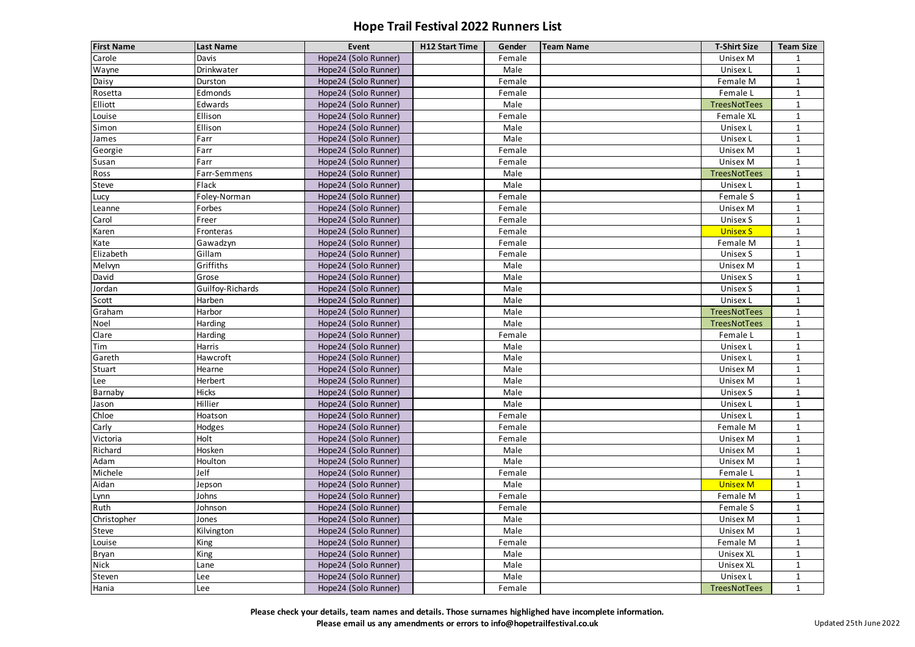# Hope Trail Festival 2022 Runners List

| First Name | Last Name | Event | H12 Start Time | Gender | Team Name | T-Shirt Size | Team Size |
|---|---|---|---|---|---|---|---|
| Carole | Davis | Hope24 (Solo Runner) | | Female | | Unisex M | 1 |
| Wayne | Drinkwater | Hope24 (Solo Runner) | | Male | | Unisex L | 1 |
| Daisy | Durston | Hope24 (Solo Runner) | | Female | | Female M | 1 |
| Rosetta | Edmonds | Hope24 (Solo Runner) | | Female | | Female L | 1 |
| Elliott | Edwards | Hope24 (Solo Runner) | | Male | | TreesNotTees | 1 |
| Louise | Ellison | Hope24 (Solo Runner) | | Female | | Female XL | 1 |
| Simon | Ellison | Hope24 (Solo Runner) | | Male | | Unisex L | 1 |
| James | Farr | Hope24 (Solo Runner) | | Male | | Unisex L | 1 |
| Georgie | Farr | Hope24 (Solo Runner) | | Female | | Unisex M | 1 |
| Susan | Farr | Hope24 (Solo Runner) | | Female | | Unisex M | 1 |
| Ross | Farr-Semmens | Hope24 (Solo Runner) | | Male | | TreesNotTees | 1 |
| Steve | Flack | Hope24 (Solo Runner) | | Male | | Unisex L | 1 |
| Lucy | Foley-Norman | Hope24 (Solo Runner) | | Female | | Female S | 1 |
| Leanne | Forbes | Hope24 (Solo Runner) | | Female | | Unisex M | 1 |
| Carol | Freer | Hope24 (Solo Runner) | | Female | | Unisex S | 1 |
| Karen | Fronteras | Hope24 (Solo Runner) | | Female | | Unisex S | 1 |
| Kate | Gawadzyn | Hope24 (Solo Runner) | | Female | | Female M | 1 |
| Elizabeth | Gillam | Hope24 (Solo Runner) | | Female | | Unisex S | 1 |
| Melvyn | Griffiths | Hope24 (Solo Runner) | | Male | | Unisex M | 1 |
| David | Grose | Hope24 (Solo Runner) | | Male | | Unisex S | 1 |
| Jordan | Guilfoy-Richards | Hope24 (Solo Runner) | | Male | | Unisex S | 1 |
| Scott | Harben | Hope24 (Solo Runner) | | Male | | Unisex L | 1 |
| Graham | Harbor | Hope24 (Solo Runner) | | Male | | TreesNotTees | 1 |
| Noel | Harding | Hope24 (Solo Runner) | | Male | | TreesNotTees | 1 |
| Clare | Harding | Hope24 (Solo Runner) | | Female | | Female L | 1 |
| Tim | Harris | Hope24 (Solo Runner) | | Male | | Unisex L | 1 |
| Gareth | Hawcroft | Hope24 (Solo Runner) | | Male | | Unisex L | 1 |
| Stuart | Hearne | Hope24 (Solo Runner) | | Male | | Unisex M | 1 |
| Lee | Herbert | Hope24 (Solo Runner) | | Male | | Unisex M | 1 |
| Barnaby | Hicks | Hope24 (Solo Runner) | | Male | | Unisex S | 1 |
| Jason | Hillier | Hope24 (Solo Runner) | | Male | | Unisex L | 1 |
| Chloe | Hoatson | Hope24 (Solo Runner) | | Female | | Unisex L | 1 |
| Carly | Hodges | Hope24 (Solo Runner) | | Female | | Female M | 1 |
| Victoria | Holt | Hope24 (Solo Runner) | | Female | | Unisex M | 1 |
| Richard | Hosken | Hope24 (Solo Runner) | | Male | | Unisex M | 1 |
| Adam | Houlton | Hope24 (Solo Runner) | | Male | | Unisex M | 1 |
| Michele | Jelf | Hope24 (Solo Runner) | | Female | | Female L | 1 |
| Aidan | Jepson | Hope24 (Solo Runner) | | Male | | Unisex M | 1 |
| Lynn | Johns | Hope24 (Solo Runner) | | Female | | Female M | 1 |
| Ruth | Johnson | Hope24 (Solo Runner) | | Female | | Female S | 1 |
| Christopher | Jones | Hope24 (Solo Runner) | | Male | | Unisex M | 1 |
| Steve | Kilvington | Hope24 (Solo Runner) | | Male | | Unisex M | 1 |
| Louise | King | Hope24 (Solo Runner) | | Female | | Female M | 1 |
| Bryan | King | Hope24 (Solo Runner) | | Male | | Unisex XL | 1 |
| Nick | Lane | Hope24 (Solo Runner) | | Male | | Unisex XL | 1 |
| Steven | Lee | Hope24 (Solo Runner) | | Male | | Unisex L | 1 |
| Hania | Lee | Hope24 (Solo Runner) | | Female | | TreesNotTees | 1 |

**Please check your details, team names and details. Those surnames highlighed have incomplete information.**
**Please email us any amendments or errors to info@hopetrailfestival.co.uk**

Updated 25th June 2022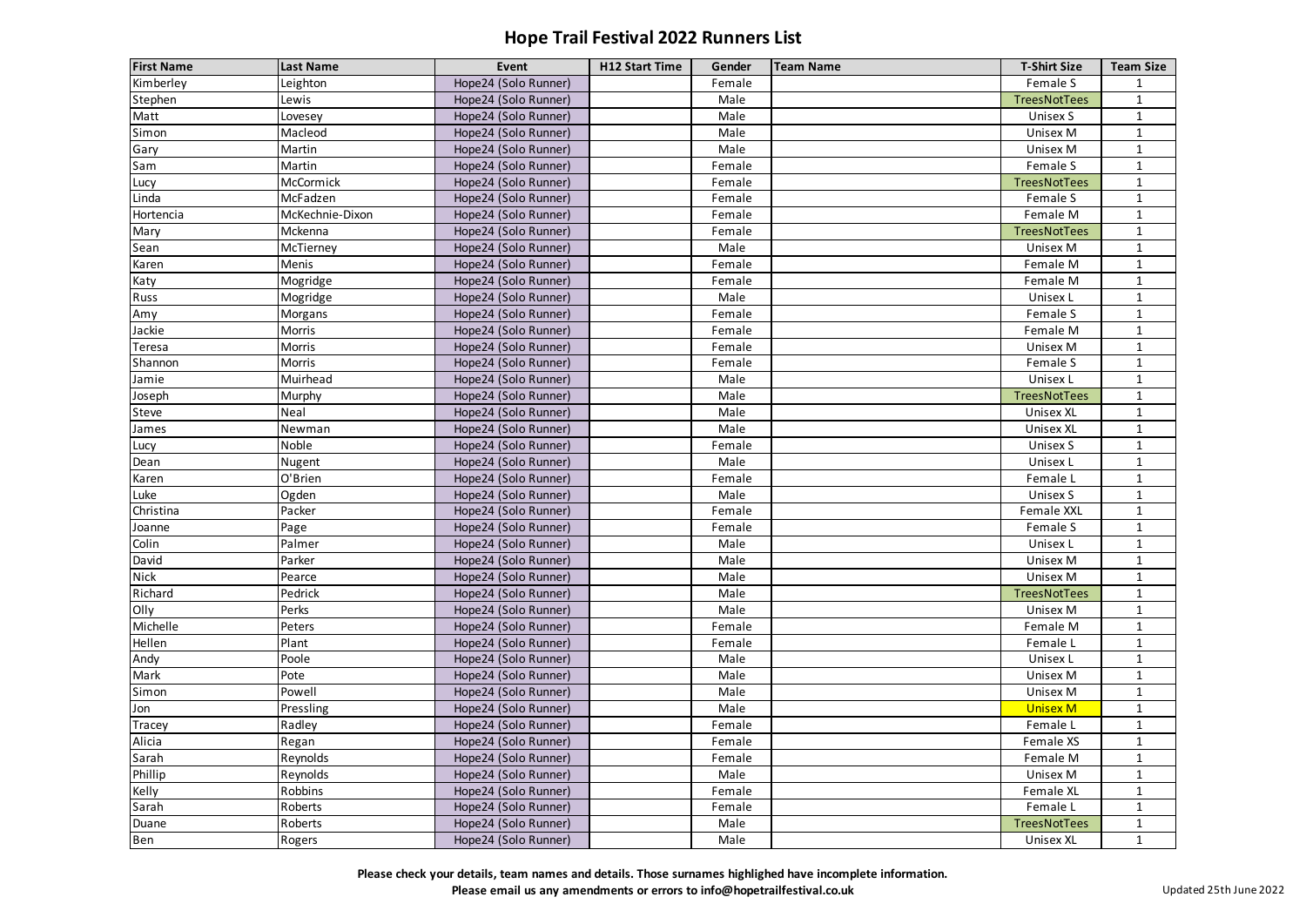# Hope Trail Festival 2022 Runners List

| First Name | Last Name | Event | H12 Start Time | Gender | Team Name | T-Shirt Size | Team Size |
|---|---|---|---|---|---|---|---|
| Kimberley | Leighton | Hope24 (Solo Runner) | | Female | | Female S | 1 |
| Stephen | Lewis | Hope24 (Solo Runner) | | Male | | TreesNotTees | 1 |
| Matt | Lovesey | Hope24 (Solo Runner) | | Male | | Unisex S | 1 |
| Simon | Macleod | Hope24 (Solo Runner) | | Male | | Unisex M | 1 |
| Gary | Martin | Hope24 (Solo Runner) | | Male | | Unisex M | 1 |
| Sam | Martin | Hope24 (Solo Runner) | | Female | | Female S | 1 |
| Lucy | McCormick | Hope24 (Solo Runner) | | Female | | TreesNotTees | 1 |
| Linda | McFadzen | Hope24 (Solo Runner) | | Female | | Female S | 1 |
| Hortencia | McKechnie-Dixon | Hope24 (Solo Runner) | | Female | | Female M | 1 |
| Mary | Mckenna | Hope24 (Solo Runner) | | Female | | TreesNotTees | 1 |
| Sean | McTierney | Hope24 (Solo Runner) | | Male | | Unisex M | 1 |
| Karen | Menis | Hope24 (Solo Runner) | | Female | | Female M | 1 |
| Katy | Mogridge | Hope24 (Solo Runner) | | Female | | Female M | 1 |
| Russ | Mogridge | Hope24 (Solo Runner) | | Male | | Unisex L | 1 |
| Amy | Morgans | Hope24 (Solo Runner) | | Female | | Female S | 1 |
| Jackie | Morris | Hope24 (Solo Runner) | | Female | | Female M | 1 |
| Teresa | Morris | Hope24 (Solo Runner) | | Female | | Unisex M | 1 |
| Shannon | Morris | Hope24 (Solo Runner) | | Female | | Female S | 1 |
| Jamie | Muirhead | Hope24 (Solo Runner) | | Male | | Unisex L | 1 |
| Joseph | Murphy | Hope24 (Solo Runner) | | Male | | TreesNotTees | 1 |
| Steve | Neal | Hope24 (Solo Runner) | | Male | | Unisex XL | 1 |
| James | Newman | Hope24 (Solo Runner) | | Male | | Unisex XL | 1 |
| Lucy | Noble | Hope24 (Solo Runner) | | Female | | Unisex S | 1 |
| Dean | Nugent | Hope24 (Solo Runner) | | Male | | Unisex L | 1 |
| Karen | O'Brien | Hope24 (Solo Runner) | | Female | | Female L | 1 |
| Luke | Ogden | Hope24 (Solo Runner) | | Male | | Unisex S | 1 |
| Christina | Packer | Hope24 (Solo Runner) | | Female | | Female XXL | 1 |
| Joanne | Page | Hope24 (Solo Runner) | | Female | | Female S | 1 |
| Colin | Palmer | Hope24 (Solo Runner) | | Male | | Unisex L | 1 |
| David | Parker | Hope24 (Solo Runner) | | Male | | Unisex M | 1 |
| Nick | Pearce | Hope24 (Solo Runner) | | Male | | Unisex M | 1 |
| Richard | Pedrick | Hope24 (Solo Runner) | | Male | | TreesNotTees | 1 |
| Olly | Perks | Hope24 (Solo Runner) | | Male | | Unisex M | 1 |
| Michelle | Peters | Hope24 (Solo Runner) | | Female | | Female M | 1 |
| Hellen | Plant | Hope24 (Solo Runner) | | Female | | Female L | 1 |
| Andy | Poole | Hope24 (Solo Runner) | | Male | | Unisex L | 1 |
| Mark | Pote | Hope24 (Solo Runner) | | Male | | Unisex M | 1 |
| Simon | Powell | Hope24 (Solo Runner) | | Male | | Unisex M | 1 |
| Jon | Pressling | Hope24 (Solo Runner) | | Male | | Unisex M | 1 |
| Tracey | Radley | Hope24 (Solo Runner) | | Female | | Female L | 1 |
| Alicia | Regan | Hope24 (Solo Runner) | | Female | | Female XS | 1 |
| Sarah | Reynolds | Hope24 (Solo Runner) | | Female | | Female M | 1 |
| Phillip | Reynolds | Hope24 (Solo Runner) | | Male | | Unisex M | 1 |
| Kelly | Robbins | Hope24 (Solo Runner) | | Female | | Female XL | 1 |
| Sarah | Roberts | Hope24 (Solo Runner) | | Female | | Female L | 1 |
| Duane | Roberts | Hope24 (Solo Runner) | | Male | | TreesNotTees | 1 |
| Ben | Rogers | Hope24 (Solo Runner) | | Male | | Unisex XL | 1 |

**Please check your details, team names and details. Those surnames highlighed have incomplete information.**
**Please email us any amendments or errors to info@hopetrailfestival.co.uk**

Updated 25th June 2022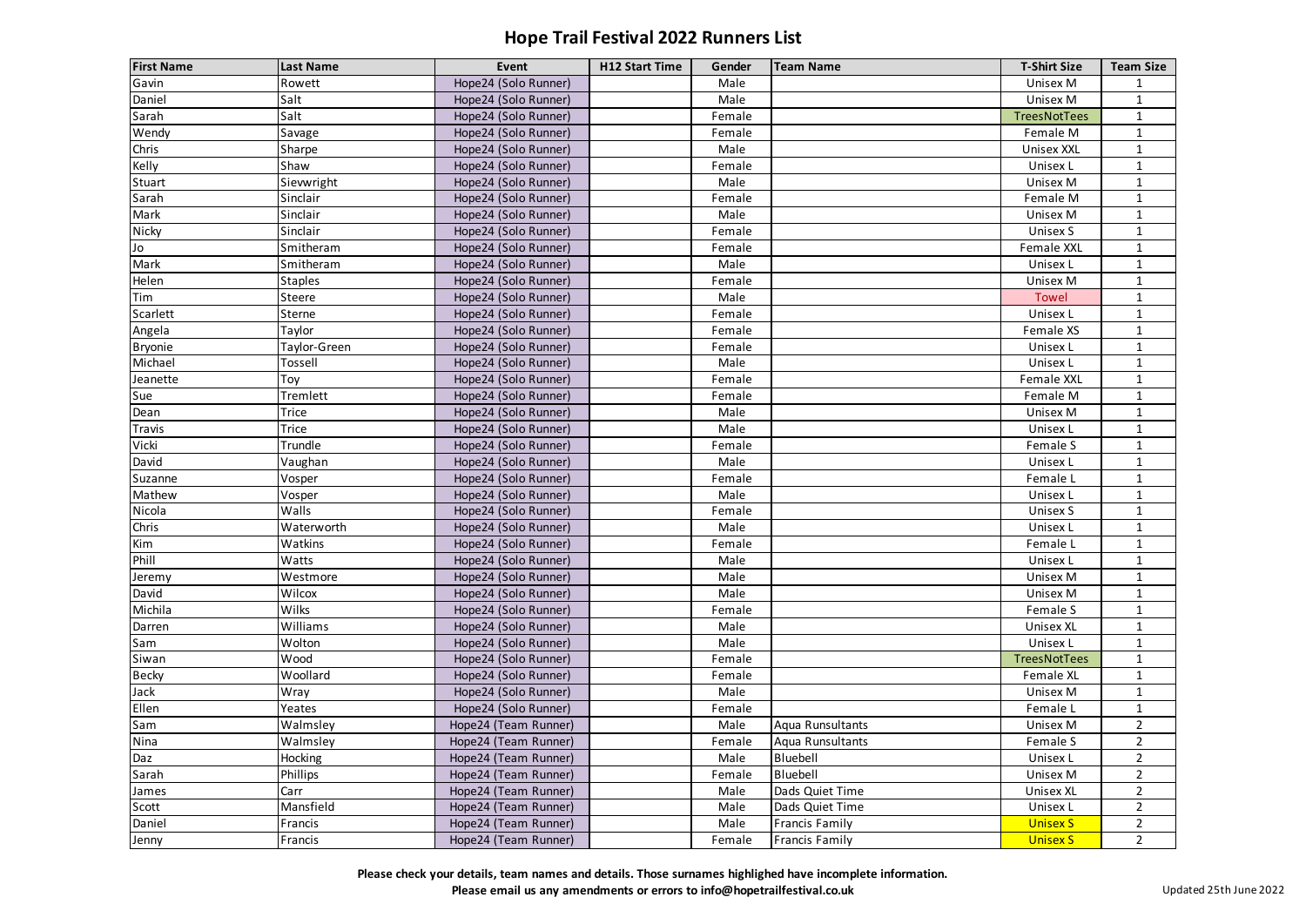# Hope Trail Festival 2022 Runners List

| First Name | Last Name | Event | H12 Start Time | Gender | Team Name | T-Shirt Size | Team Size |
|---|---|---|---|---|---|---|---|
| Gavin | Rowett | Hope24 (Solo Runner) | | Male | | Unisex M | 1 |
| Daniel | Salt | Hope24 (Solo Runner) | | Male | | Unisex M | 1 |
| Sarah | Salt | Hope24 (Solo Runner) | | Female | | TreesNotTees | 1 |
| Wendy | Savage | Hope24 (Solo Runner) | | Female | | Female M | 1 |
| Chris | Sharpe | Hope24 (Solo Runner) | | Male | | Unisex XXL | 1 |
| Kelly | Shaw | Hope24 (Solo Runner) | | Female | | Unisex L | 1 |
| Stuart | Sievwright | Hope24 (Solo Runner) | | Male | | Unisex M | 1 |
| Sarah | Sinclair | Hope24 (Solo Runner) | | Female | | Female M | 1 |
| Mark | Sinclair | Hope24 (Solo Runner) | | Male | | Unisex M | 1 |
| Nicky | Sinclair | Hope24 (Solo Runner) | | Female | | Unisex S | 1 |
| Jo | Smitheram | Hope24 (Solo Runner) | | Female | | Female XXL | 1 |
| Mark | Smitheram | Hope24 (Solo Runner) | | Male | | Unisex L | 1 |
| Helen | Staples | Hope24 (Solo Runner) | | Female | | Unisex M | 1 |
| Tim | Steere | Hope24 (Solo Runner) | | Male | | Towel | 1 |
| Scarlett | Sterne | Hope24 (Solo Runner) | | Female | | Unisex L | 1 |
| Angela | Taylor | Hope24 (Solo Runner) | | Female | | Female XS | 1 |
| Bryonie | Taylor-Green | Hope24 (Solo Runner) | | Female | | Unisex L | 1 |
| Michael | Tossell | Hope24 (Solo Runner) | | Male | | Unisex L | 1 |
| Jeanette | Toy | Hope24 (Solo Runner) | | Female | | Female XXL | 1 |
| Sue | Tremlett | Hope24 (Solo Runner) | | Female | | Female M | 1 |
| Dean | Trice | Hope24 (Solo Runner) | | Male | | Unisex M | 1 |
| Travis | Trice | Hope24 (Solo Runner) | | Male | | Unisex L | 1 |
| Vicki | Trundle | Hope24 (Solo Runner) | | Female | | Female S | 1 |
| David | Vaughan | Hope24 (Solo Runner) | | Male | | Unisex L | 1 |
| Suzanne | Vosper | Hope24 (Solo Runner) | | Female | | Female L | 1 |
| Mathew | Vosper | Hope24 (Solo Runner) | | Male | | Unisex L | 1 |
| Nicola | Walls | Hope24 (Solo Runner) | | Female | | Unisex S | 1 |
| Chris | Waterworth | Hope24 (Solo Runner) | | Male | | Unisex L | 1 |
| Kim | Watkins | Hope24 (Solo Runner) | | Female | | Female L | 1 |
| Phill | Watts | Hope24 (Solo Runner) | | Male | | Unisex L | 1 |
| Jeremy | Westmore | Hope24 (Solo Runner) | | Male | | Unisex M | 1 |
| David | Wilcox | Hope24 (Solo Runner) | | Male | | Unisex M | 1 |
| Michila | Wilks | Hope24 (Solo Runner) | | Female | | Female S | 1 |
| Darren | Williams | Hope24 (Solo Runner) | | Male | | Unisex XL | 1 |
| Sam | Wolton | Hope24 (Solo Runner) | | Male | | Unisex L | 1 |
| Siwan | Wood | Hope24 (Solo Runner) | | Female | | TreesNotTees | 1 |
| Becky | Woollard | Hope24 (Solo Runner) | | Female | | Female XL | 1 |
| Jack | Wray | Hope24 (Solo Runner) | | Male | | Unisex M | 1 |
| Ellen | Yeates | Hope24 (Solo Runner) | | Female | | Female L | 1 |
| Sam | Walmsley | Hope24 (Team Runner) | | Male | Aqua Runsultants | Unisex M | 2 |
| Nina | Walmsley | Hope24 (Team Runner) | | Female | Aqua Runsultants | Female S | 2 |
| Daz | Hocking | Hope24 (Team Runner) | | Male | Bluebell | Unisex L | 2 |
| Sarah | Phillips | Hope24 (Team Runner) | | Female | Bluebell | Unisex M | 2 |
| James | Carr | Hope24 (Team Runner) | | Male | Dads Quiet Time | Unisex XL | 2 |
| Scott | Mansfield | Hope24 (Team Runner) | | Male | Dads Quiet Time | Unisex L | 2 |
| Daniel | Francis | Hope24 (Team Runner) | | Male | Francis Family | Unisex S | 2 |
| Jenny | Francis | Hope24 (Team Runner) | | Female | Francis Family | Unisex S | 2 |

**Please check your details, team names and details. Those surnames highlighed have incomplete information.**
**Please email us any amendments or errors to info@hopetrailfestival.co.uk**

Updated 25th June 2022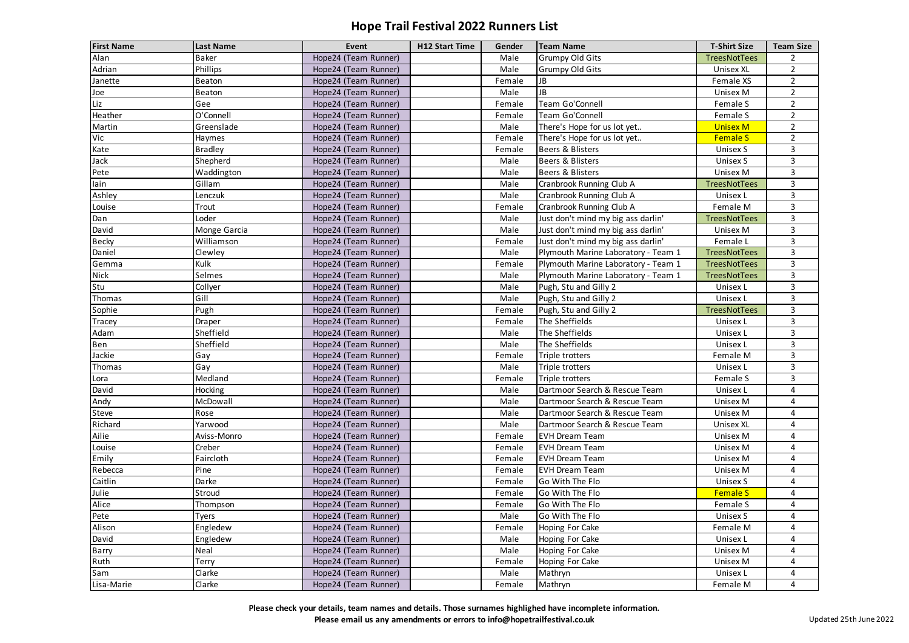# Hope Trail Festival 2022 Runners List

| First Name | Last Name | Event | H12 Start Time | Gender | Team Name | T-Shirt Size | Team Size |
|---|---|---|---|---|---|---|---|
| Alan | Baker | Hope24 (Team Runner) | | Male | Grumpy Old Gits | TreesNotTees | 2 |
| Adrian | Phillips | Hope24 (Team Runner) | | Male | Grumpy Old Gits | Unisex XL | 2 |
| Janette | Beaton | Hope24 (Team Runner) | | Female | JB | Female XS | 2 |
| Joe | Beaton | Hope24 (Team Runner) | | Male | JB | Unisex M | 2 |
| Liz | Gee | Hope24 (Team Runner) | | Female | Team Go'Connell | Female S | 2 |
| Heather | O'Connell | Hope24 (Team Runner) | | Female | Team Go'Connell | Female S | 2 |
| Martin | Greenslade | Hope24 (Team Runner) | | Male | There's Hope for us lot yet.. | Unisex M | 2 |
| Vic | Haymes | Hope24 (Team Runner) | | Female | There's Hope for us lot yet.. | Female S | 2 |
| Kate | Bradley | Hope24 (Team Runner) | | Female | Beers & Blisters | Unisex S | 3 |
| Jack | Shepherd | Hope24 (Team Runner) | | Male | Beers & Blisters | Unisex S | 3 |
| Pete | Waddington | Hope24 (Team Runner) | | Male | Beers & Blisters | Unisex M | 3 |
| Iain | Gillam | Hope24 (Team Runner) | | Male | Cranbrook Running Club A | TreesNotTees | 3 |
| Ashley | Lenczuk | Hope24 (Team Runner) | | Male | Cranbrook Running Club A | Unisex L | 3 |
| Louise | Trout | Hope24 (Team Runner) | | Female | Cranbrook Running Club A | Female M | 3 |
| Dan | Loder | Hope24 (Team Runner) | | Male | Just don't mind my big ass darlin' | TreesNotTees | 3 |
| David | Monge Garcia | Hope24 (Team Runner) | | Male | Just don't mind my big ass darlin' | Unisex M | 3 |
| Becky | Williamson | Hope24 (Team Runner) | | Female | Just don't mind my big ass darlin' | Female L | 3 |
| Daniel | Clewley | Hope24 (Team Runner) | | Male | Plymouth Marine Laboratory - Team 1 | TreesNotTees | 3 |
| Gemma | Kulk | Hope24 (Team Runner) | | Female | Plymouth Marine Laboratory - Team 1 | TreesNotTees | 3 |
| Nick | Selmes | Hope24 (Team Runner) | | Male | Plymouth Marine Laboratory - Team 1 | TreesNotTees | 3 |
| Stu | Collyer | Hope24 (Team Runner) | | Male | Pugh, Stu and Gilly 2 | Unisex L | 3 |
| Thomas | Gill | Hope24 (Team Runner) | | Male | Pugh, Stu and Gilly 2 | Unisex L | 3 |
| Sophie | Pugh | Hope24 (Team Runner) | | Female | Pugh, Stu and Gilly 2 | TreesNotTees | 3 |
| Tracey | Draper | Hope24 (Team Runner) | | Female | The Sheffields | Unisex L | 3 |
| Adam | Sheffield | Hope24 (Team Runner) | | Male | The Sheffields | Unisex L | 3 |
| Ben | Sheffield | Hope24 (Team Runner) | | Male | The Sheffields | Unisex L | 3 |
| Jackie | Gay | Hope24 (Team Runner) | | Female | Triple trotters | Female M | 3 |
| Thomas | Gay | Hope24 (Team Runner) | | Male | Triple trotters | Unisex L | 3 |
| Lora | Medland | Hope24 (Team Runner) | | Female | Triple trotters | Female S | 3 |
| David | Hocking | Hope24 (Team Runner) | | Male | Dartmoor Search & Rescue Team | Unisex L | 4 |
| Andy | McDowall | Hope24 (Team Runner) | | Male | Dartmoor Search & Rescue Team | Unisex M | 4 |
| Steve | Rose | Hope24 (Team Runner) | | Male | Dartmoor Search & Rescue Team | Unisex M | 4 |
| Richard | Yarwood | Hope24 (Team Runner) | | Male | Dartmoor Search & Rescue Team | Unisex XL | 4 |
| Ailie | Aviss-Monro | Hope24 (Team Runner) | | Female | EVH Dream Team | Unisex M | 4 |
| Louise | Creber | Hope24 (Team Runner) | | Female | EVH Dream Team | Unisex M | 4 |
| Emily | Faircloth | Hope24 (Team Runner) | | Female | EVH Dream Team | Unisex M | 4 |
| Rebecca | Pine | Hope24 (Team Runner) | | Female | EVH Dream Team | Unisex M | 4 |
| Caitlin | Darke | Hope24 (Team Runner) | | Female | Go With The Flo | Unisex S | 4 |
| Julie | Stroud | Hope24 (Team Runner) | | Female | Go With The Flo | Female S | 4 |
| Alice | Thompson | Hope24 (Team Runner) | | Female | Go With The Flo | Female S | 4 |
| Pete | Tyers | Hope24 (Team Runner) | | Male | Go With The Flo | Unisex S | 4 |
| Alison | Engledew | Hope24 (Team Runner) | | Female | Hoping For Cake | Female M | 4 |
| David | Engledew | Hope24 (Team Runner) | | Male | Hoping For Cake | Unisex L | 4 |
| Barry | Neal | Hope24 (Team Runner) | | Male | Hoping For Cake | Unisex M | 4 |
| Ruth | Terry | Hope24 (Team Runner) | | Female | Hoping For Cake | Unisex M | 4 |
| Sam | Clarke | Hope24 (Team Runner) | | Male | Mathryn | Unisex L | 4 |
| Lisa-Marie | Clarke | Hope24 (Team Runner) | | Female | Mathryn | Female M | 4 |

**Please check your details, team names and details. Those surnames highlighed have incomplete information.**
**Please email us any amendments or errors to info@hopetrailfestival.co.uk**

Updated 25th June 2022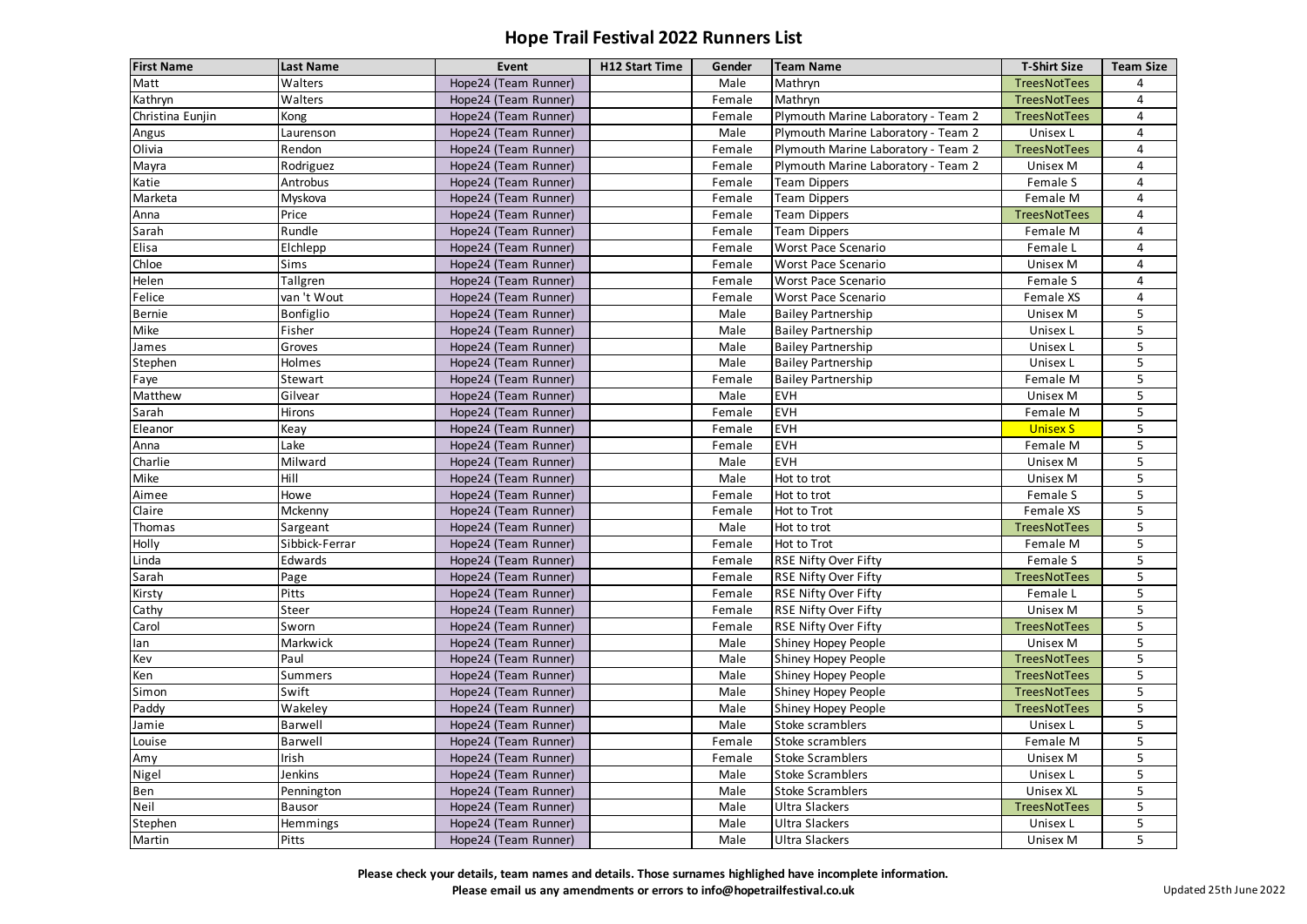# Hope Trail Festival 2022 Runners List

| First Name | Last Name | Event | H12 Start Time | Gender | Team Name | T-Shirt Size | Team Size |
|---|---|---|---|---|---|---|---|
| Matt | Walters | Hope24 (Team Runner) | | Male | Mathryn | TreesNotTees | 4 |
| Kathryn | Walters | Hope24 (Team Runner) | | Female | Mathryn | TreesNotTees | 4 |
| Christina Eunjin | Kong | Hope24 (Team Runner) | | Female | Plymouth Marine Laboratory - Team 2 | TreesNotTees | 4 |
| Angus | Laurenson | Hope24 (Team Runner) | | Male | Plymouth Marine Laboratory - Team 2 | Unisex L | 4 |
| Olivia | Rendon | Hope24 (Team Runner) | | Female | Plymouth Marine Laboratory - Team 2 | TreesNotTees | 4 |
| Mayra | Rodriguez | Hope24 (Team Runner) | | Female | Plymouth Marine Laboratory - Team 2 | Unisex M | 4 |
| Katie | Antrobus | Hope24 (Team Runner) | | Female | Team Dippers | Female S | 4 |
| Marketa | Myskova | Hope24 (Team Runner) | | Female | Team Dippers | Female M | 4 |
| Anna | Price | Hope24 (Team Runner) | | Female | Team Dippers | TreesNotTees | 4 |
| Sarah | Rundle | Hope24 (Team Runner) | | Female | Team Dippers | Female M | 4 |
| Elisa | Elchlepp | Hope24 (Team Runner) | | Female | Worst Pace Scenario | Female L | 4 |
| Chloe | Sims | Hope24 (Team Runner) | | Female | Worst Pace Scenario | Unisex M | 4 |
| Helen | Tallgren | Hope24 (Team Runner) | | Female | Worst Pace Scenario | Female S | 4 |
| Felice | van 't Wout | Hope24 (Team Runner) | | Female | Worst Pace Scenario | Female XS | 4 |
| Bernie | Bonfiglio | Hope24 (Team Runner) | | Male | Bailey Partnership | Unisex M | 5 |
| Mike | Fisher | Hope24 (Team Runner) | | Male | Bailey Partnership | Unisex L | 5 |
| James | Groves | Hope24 (Team Runner) | | Male | Bailey Partnership | Unisex L | 5 |
| Stephen | Holmes | Hope24 (Team Runner) | | Male | Bailey Partnership | Unisex L | 5 |
| Faye | Stewart | Hope24 (Team Runner) | | Female | Bailey Partnership | Female M | 5 |
| Matthew | Gilvear | Hope24 (Team Runner) | | Male | EVH | Unisex M | 5 |
| Sarah | Hirons | Hope24 (Team Runner) | | Female | EVH | Female M | 5 |
| Eleanor | Keay | Hope24 (Team Runner) | | Female | EVH | Unisex S | 5 |
| Anna | Lake | Hope24 (Team Runner) | | Female | EVH | Female M | 5 |
| Charlie | Milward | Hope24 (Team Runner) | | Male | EVH | Unisex M | 5 |
| Mike | Hill | Hope24 (Team Runner) | | Male | Hot to trot | Unisex M | 5 |
| Aimee | Howe | Hope24 (Team Runner) | | Female | Hot to trot | Female S | 5 |
| Claire | Mckenny | Hope24 (Team Runner) | | Female | Hot to Trot | Female XS | 5 |
| Thomas | Sargeant | Hope24 (Team Runner) | | Male | Hot to trot | TreesNotTees | 5 |
| Holly | Sibbick-Ferrar | Hope24 (Team Runner) | | Female | Hot to Trot | Female M | 5 |
| Linda | Edwards | Hope24 (Team Runner) | | Female | RSE Nifty Over Fifty | Female S | 5 |
| Sarah | Page | Hope24 (Team Runner) | | Female | RSE Nifty Over Fifty | TreesNotTees | 5 |
| Kirsty | Pitts | Hope24 (Team Runner) | | Female | RSE Nifty Over Fifty | Female L | 5 |
| Cathy | Steer | Hope24 (Team Runner) | | Female | RSE Nifty Over Fifty | Unisex M | 5 |
| Carol | Sworn | Hope24 (Team Runner) | | Female | RSE Nifty Over Fifty | TreesNotTees | 5 |
| Ian | Markwick | Hope24 (Team Runner) | | Male | Shiney Hopey People | Unisex M | 5 |
| Kev | Paul | Hope24 (Team Runner) | | Male | Shiney Hopey People | TreesNotTees | 5 |
| Ken | Summers | Hope24 (Team Runner) | | Male | Shiney Hopey People | TreesNotTees | 5 |
| Simon | Swift | Hope24 (Team Runner) | | Male | Shiney Hopey People | TreesNotTees | 5 |
| Paddy | Wakeley | Hope24 (Team Runner) | | Male | Shiney Hopey People | TreesNotTees | 5 |
| Jamie | Barwell | Hope24 (Team Runner) | | Male | Stoke scramblers | Unisex L | 5 |
| Louise | Barwell | Hope24 (Team Runner) | | Female | Stoke scramblers | Female M | 5 |
| Amy | Irish | Hope24 (Team Runner) | | Female | Stoke Scramblers | Unisex M | 5 |
| Nigel | Jenkins | Hope24 (Team Runner) | | Male | Stoke Scramblers | Unisex L | 5 |
| Ben | Pennington | Hope24 (Team Runner) | | Male | Stoke Scramblers | Unisex XL | 5 |
| Neil | Bausor | Hope24 (Team Runner) | | Male | Ultra Slackers | TreesNotTees | 5 |
| Stephen | Hemmings | Hope24 (Team Runner) | | Male | Ultra Slackers | Unisex L | 5 |
| Martin | Pitts | Hope24 (Team Runner) | | Male | Ultra Slackers | Unisex M | 5 |

**Please check your details, team names and details. Those surnames highlighed have incomplete information.**
**Please email us any amendments or errors to info@hopetrailfestival.co.uk**

Updated 25th June 2022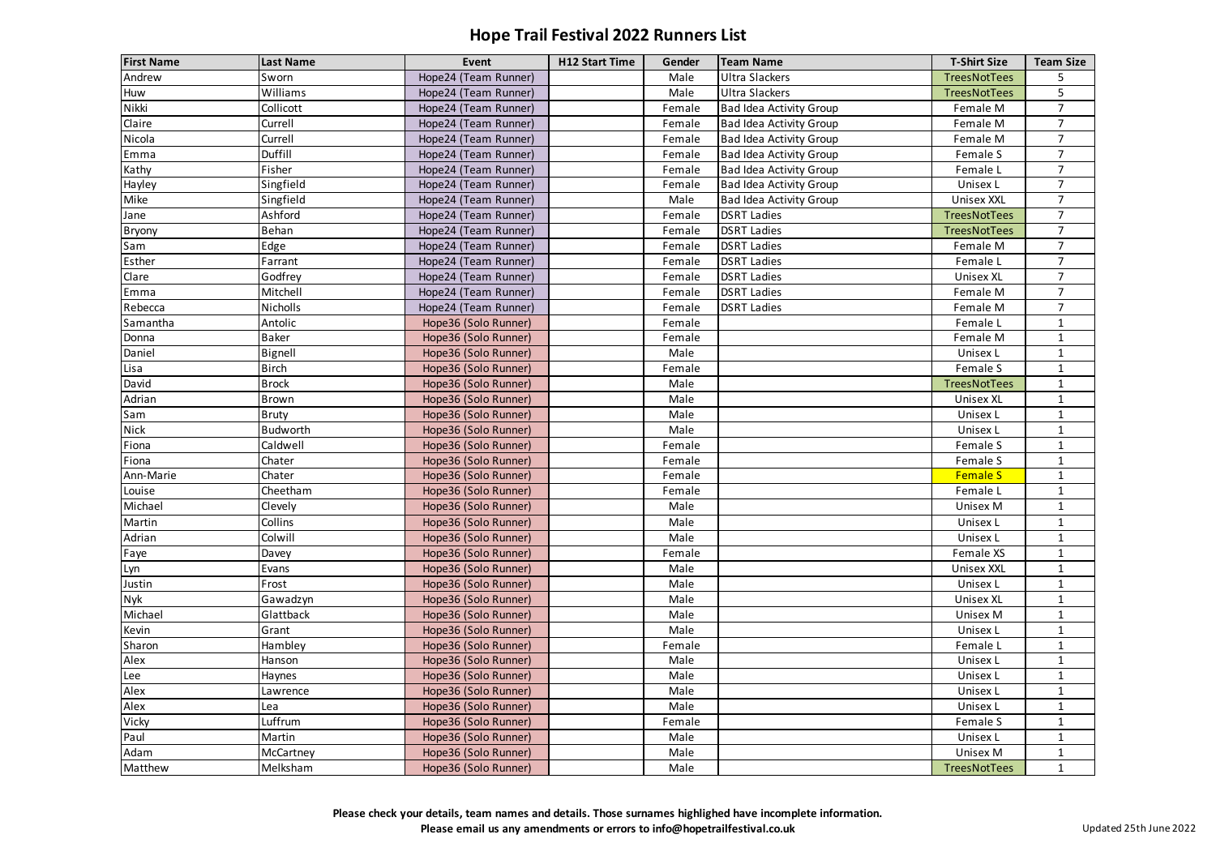# Hope Trail Festival 2022 Runners List

| First Name | Last Name | Event | H12 Start Time | Gender | Team Name | T-Shirt Size | Team Size |
|---|---|---|---|---|---|---|---|
| Andrew | Sworn | Hope24 (Team Runner) | | Male | Ultra Slackers | TreesNotTees | 5 |
| Huw | Williams | Hope24 (Team Runner) | | Male | Ultra Slackers | TreesNotTees | 5 |
| Nikki | Collicott | Hope24 (Team Runner) | | Female | Bad Idea Activity Group | Female M | 7 |
| Claire | Currell | Hope24 (Team Runner) | | Female | Bad Idea Activity Group | Female M | 7 |
| Nicola | Currell | Hope24 (Team Runner) | | Female | Bad Idea Activity Group | Female M | 7 |
| Emma | Duffill | Hope24 (Team Runner) | | Female | Bad Idea Activity Group | Female S | 7 |
| Kathy | Fisher | Hope24 (Team Runner) | | Female | Bad Idea Activity Group | Female L | 7 |
| Hayley | Singfield | Hope24 (Team Runner) | | Female | Bad Idea Activity Group | Unisex L | 7 |
| Mike | Singfield | Hope24 (Team Runner) | | Male | Bad Idea Activity Group | Unisex XXL | 7 |
| Jane | Ashford | Hope24 (Team Runner) | | Female | DSRT Ladies | TreesNotTees | 7 |
| Bryony | Behan | Hope24 (Team Runner) | | Female | DSRT Ladies | TreesNotTees | 7 |
| Sam | Edge | Hope24 (Team Runner) | | Female | DSRT Ladies | Female M | 7 |
| Esther | Farrant | Hope24 (Team Runner) | | Female | DSRT Ladies | Female L | 7 |
| Clare | Godfrey | Hope24 (Team Runner) | | Female | DSRT Ladies | Unisex XL | 7 |
| Emma | Mitchell | Hope24 (Team Runner) | | Female | DSRT Ladies | Female M | 7 |
| Rebecca | Nicholls | Hope24 (Team Runner) | | Female | DSRT Ladies | Female M | 7 |
| Samantha | Antolic | Hope36 (Solo Runner) | | Female | | Female L | 1 |
| Donna | Baker | Hope36 (Solo Runner) | | Female | | Female M | 1 |
| Daniel | Bignell | Hope36 (Solo Runner) | | Male | | Unisex L | 1 |
| Lisa | Birch | Hope36 (Solo Runner) | | Female | | Female S | 1 |
| David | Brock | Hope36 (Solo Runner) | | Male | | TreesNotTees | 1 |
| Adrian | Brown | Hope36 (Solo Runner) | | Male | | Unisex XL | 1 |
| Sam | Bruty | Hope36 (Solo Runner) | | Male | | Unisex L | 1 |
| Nick | Budworth | Hope36 (Solo Runner) | | Male | | Unisex L | 1 |
| Fiona | Caldwell | Hope36 (Solo Runner) | | Female | | Female S | 1 |
| Fiona | Chater | Hope36 (Solo Runner) | | Female | | Female S | 1 |
| Ann-Marie | Chater | Hope36 (Solo Runner) | | Female | | Female S | 1 |
| Louise | Cheetham | Hope36 (Solo Runner) | | Female | | Female L | 1 |
| Michael | Clevely | Hope36 (Solo Runner) | | Male | | Unisex M | 1 |
| Martin | Collins | Hope36 (Solo Runner) | | Male | | Unisex L | 1 |
| Adrian | Colwill | Hope36 (Solo Runner) | | Male | | Unisex L | 1 |
| Faye | Davey | Hope36 (Solo Runner) | | Female | | Female XS | 1 |
| Lyn | Evans | Hope36 (Solo Runner) | | Male | | Unisex XXL | 1 |
| Justin | Frost | Hope36 (Solo Runner) | | Male | | Unisex L | 1 |
| Nyk | Gawadzyn | Hope36 (Solo Runner) | | Male | | Unisex XL | 1 |
| Michael | Glattback | Hope36 (Solo Runner) | | Male | | Unisex M | 1 |
| Kevin | Grant | Hope36 (Solo Runner) | | Male | | Unisex L | 1 |
| Sharon | Hambley | Hope36 (Solo Runner) | | Female | | Female L | 1 |
| Alex | Hanson | Hope36 (Solo Runner) | | Male | | Unisex L | 1 |
| Lee | Haynes | Hope36 (Solo Runner) | | Male | | Unisex L | 1 |
| Alex | Lawrence | Hope36 (Solo Runner) | | Male | | Unisex L | 1 |
| Alex | Lea | Hope36 (Solo Runner) | | Male | | Unisex L | 1 |
| Vicky | Luffrum | Hope36 (Solo Runner) | | Female | | Female S | 1 |
| Paul | Martin | Hope36 (Solo Runner) | | Male | | Unisex L | 1 |
| Adam | McCartney | Hope36 (Solo Runner) | | Male | | Unisex M | 1 |
| Matthew | Melksham | Hope36 (Solo Runner) | | Male | | TreesNotTees | 1 |

**Please check your details, team names and details. Those surnames highlighed have incomplete information.**
**Please email us any amendments or errors to info@hopetrailfestival.co.uk**

Updated 25th June 2022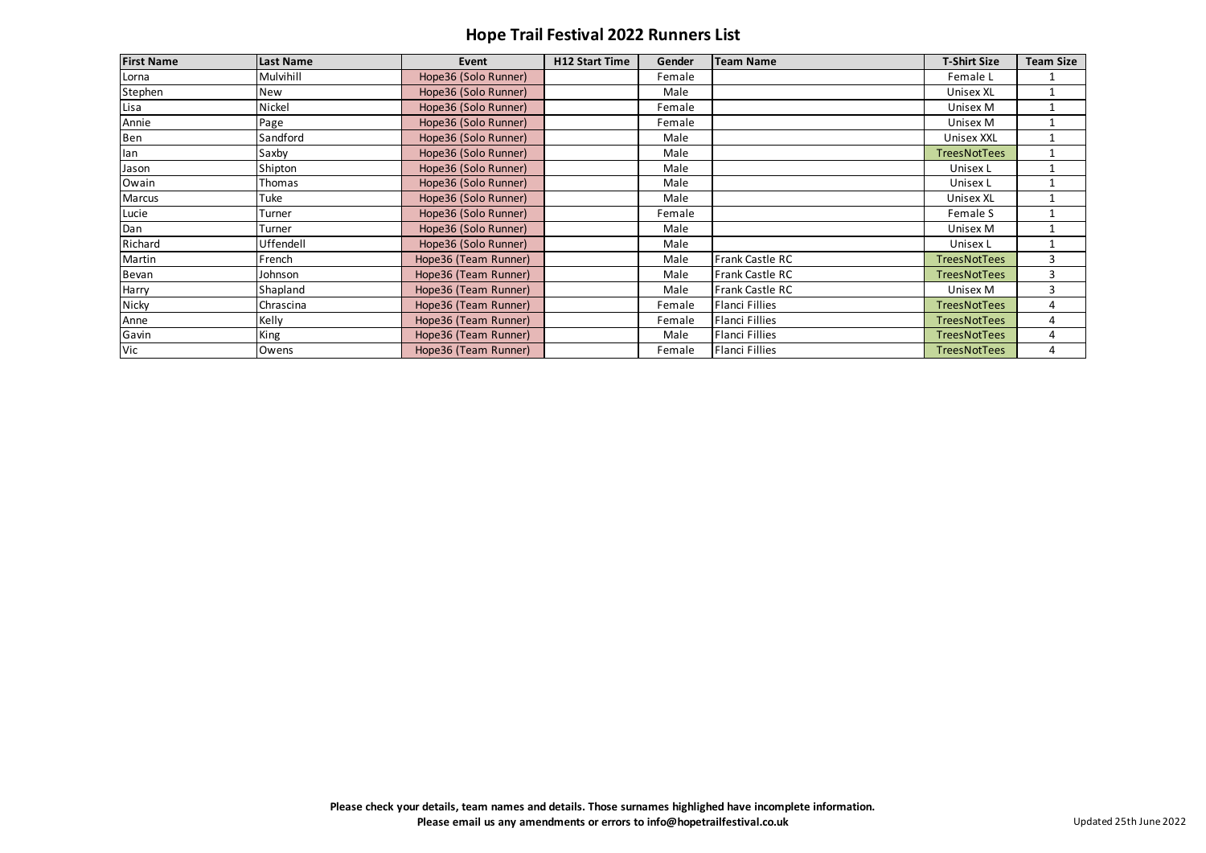# Hope Trail Festival 2022 Runners List

| First Name | Last Name | Event | H12 Start Time | Gender | Team Name | T-Shirt Size | Team Size |
|---|---|---|---|---|---|---|---|
| Lorna | Mulvihill | Hope36 (Solo Runner) | | Female | | Female L | 1 |
| Stephen | New | Hope36 (Solo Runner) | | Male | | Unisex XL | 1 |
| Lisa | Nickel | Hope36 (Solo Runner) | | Female | | Unisex M | 1 |
| Annie | Page | Hope36 (Solo Runner) | | Female | | Unisex M | 1 |
| Ben | Sandford | Hope36 (Solo Runner) | | Male | | Unisex XXL | 1 |
| Ian | Saxby | Hope36 (Solo Runner) | | Male | | TreesNotTees | 1 |
| Jason | Shipton | Hope36 (Solo Runner) | | Male | | Unisex L | 1 |
| Owain | Thomas | Hope36 (Solo Runner) | | Male | | Unisex L | 1 |
| Marcus | Tuke | Hope36 (Solo Runner) | | Male | | Unisex XL | 1 |
| Lucie | Turner | Hope36 (Solo Runner) | | Female | | Female S | 1 |
| Dan | Turner | Hope36 (Solo Runner) | | Male | | Unisex M | 1 |
| Richard | Uffendell | Hope36 (Solo Runner) | | Male | | Unisex L | 1 |
| Martin | French | Hope36 (Team Runner) | | Male | Frank Castle RC | TreesNotTees | 3 |
| Bevan | Johnson | Hope36 (Team Runner) | | Male | Frank Castle RC | TreesNotTees | 3 |
| Harry | Shapland | Hope36 (Team Runner) | | Male | Frank Castle RC | Unisex M | 3 |
| Nicky | Chrascina | Hope36 (Team Runner) | | Female | Flanci Fillies | TreesNotTees | 4 |
| Anne | Kelly | Hope36 (Team Runner) | | Female | Flanci Fillies | TreesNotTees | 4 |
| Gavin | King | Hope36 (Team Runner) | | Male | Flanci Fillies | TreesNotTees | 4 |
| Vic | Owens | Hope36 (Team Runner) | | Female | Flanci Fillies | TreesNotTees | 4 |

**Please check your details, team names and details. Those surnames highlighed have incomplete information.**
**Please email us any amendments or errors to info@hopetrailfestival.co.uk**

Updated 25th June 2022